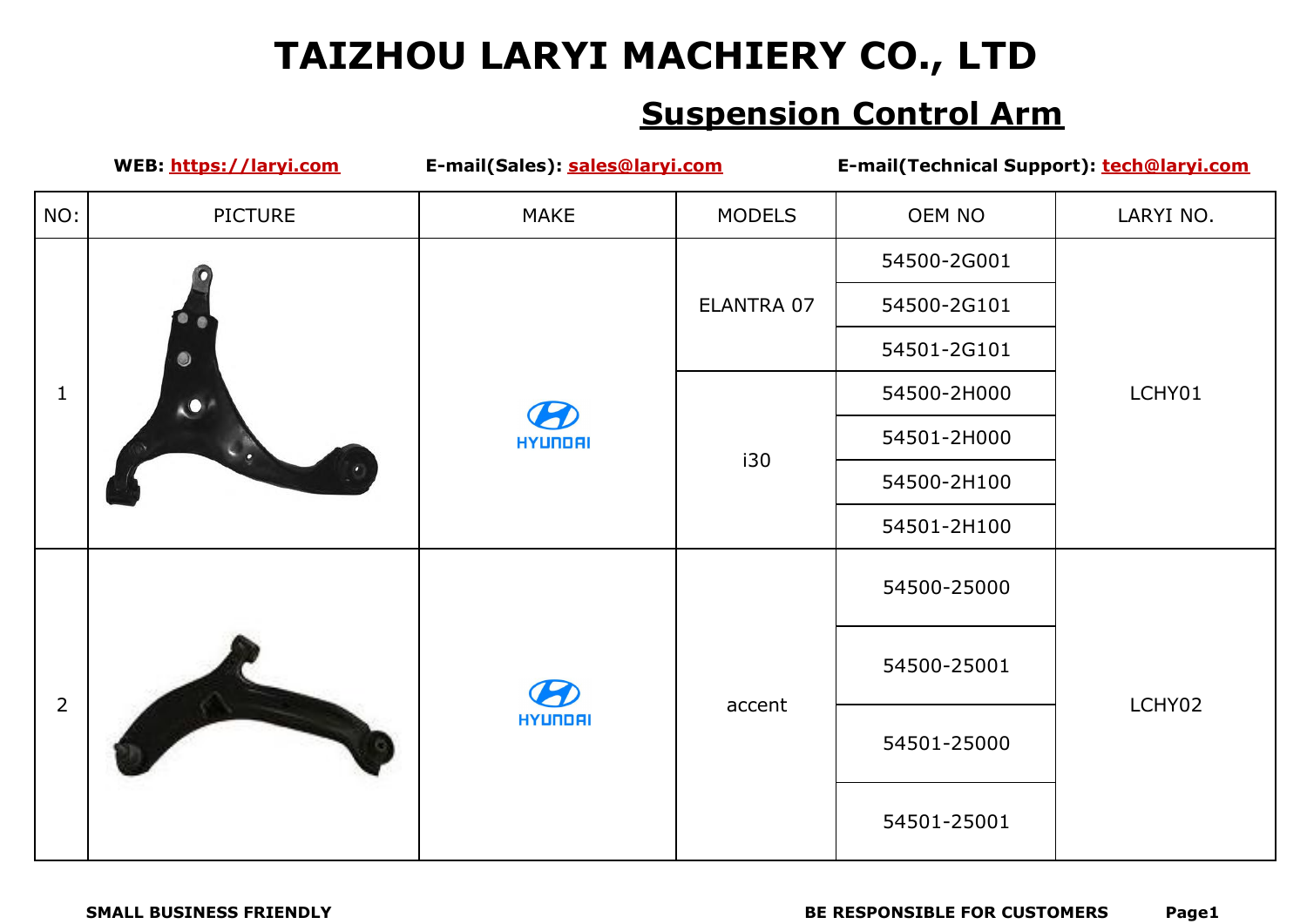# TAIZHOU LARYI MACHIERY CO., LTD

## Suspension Control Arm

**WEB: https://laryi.com** **E-mail(Sales): sales@laryi.com** **E-mail(Technical Support): tech@laryi.com**

| NO: | PICTURE | MAKE | MODELS | OEM NO | LARYI NO. |
|---|---|---|---|---|---|
| 1 | | HYUNDAI | ELANTRA 07 | 54500-2G001 | LCHY01 |
| | | | | 54500-2G101 | |
| | | | | 54501-2G101 | |
| | | | i30 | 54500-2H000 | |
| | | | | 54501-2H000 | |
| | | | | 54500-2H100 | |
| | | | | 54501-2H100 | |
| 2 | | HYUNDAI | accent | 54500-25000 | LCHY02 |
| | | | | 54500-25001 | |
| | | | | 54501-25000 | |
| | | | | 54501-25001 | |

**SMALL BUSINESS FRIENDLY** **BE RESPONSIBLE FOR CUSTOMERS**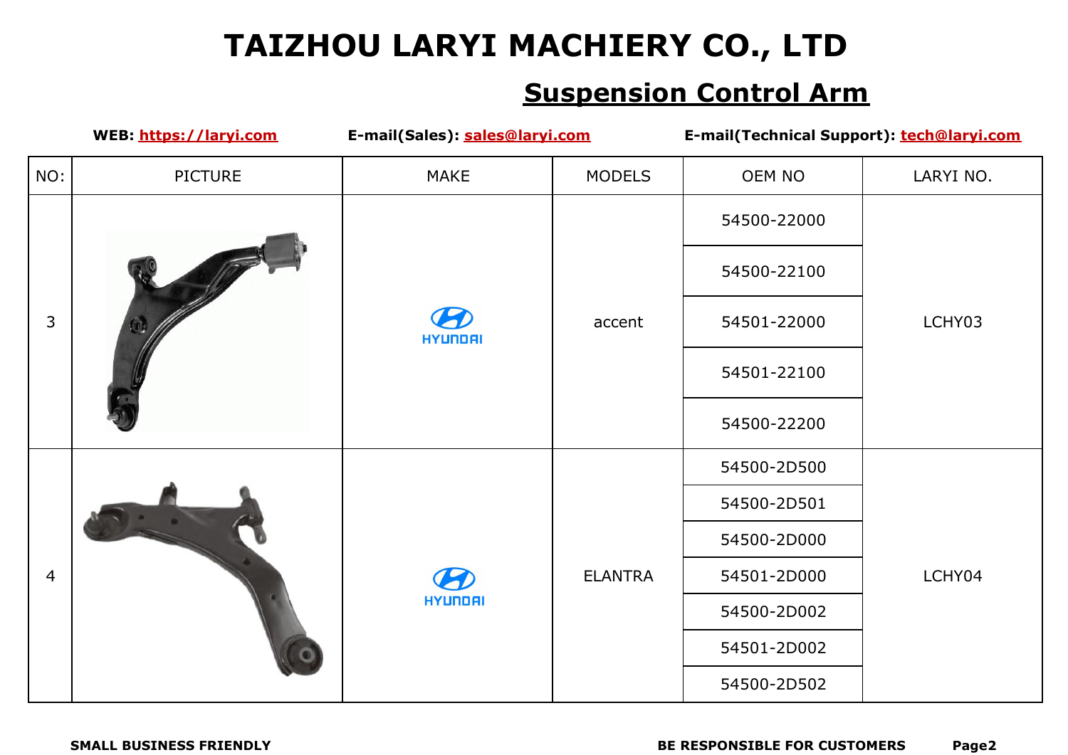# TAIZHOU LARYI MACHIERY CO., LTD

## Suspension Control Arm

**WEB:** https://laryi.com **E-mail(Sales):** sales@laryi.com **E-mail(Technical Support):** tech@laryi.com

| NO: | PICTURE | MAKE | MODELS | OEM NO | LARYI NO. |
|---|---|---|---|---|---|
| 3 | | HYUNDAI | accent | 54500-22000 | LCHY03 |
| | | | | 54500-22100 | |
| | | | | 54501-22000 | |
| | | | | 54501-22100 | |
| | | | | 54500-22200 | |
| 4 | | HYUNDAI | ELANTRA | 54500-2D500 | LCHY04 |
| | | | | 54500-2D501 | |
| | | | | 54500-2D000 | |
| | | | | 54501-2D000 | |
| | | | | 54500-2D002 | |
| | | | | 54501-2D002 | |
| | | | | 54500-2D502 | |

**SMALL BUSINESS FRIENDLY** **BE RESPONSIBLE FOR CUSTOMERS**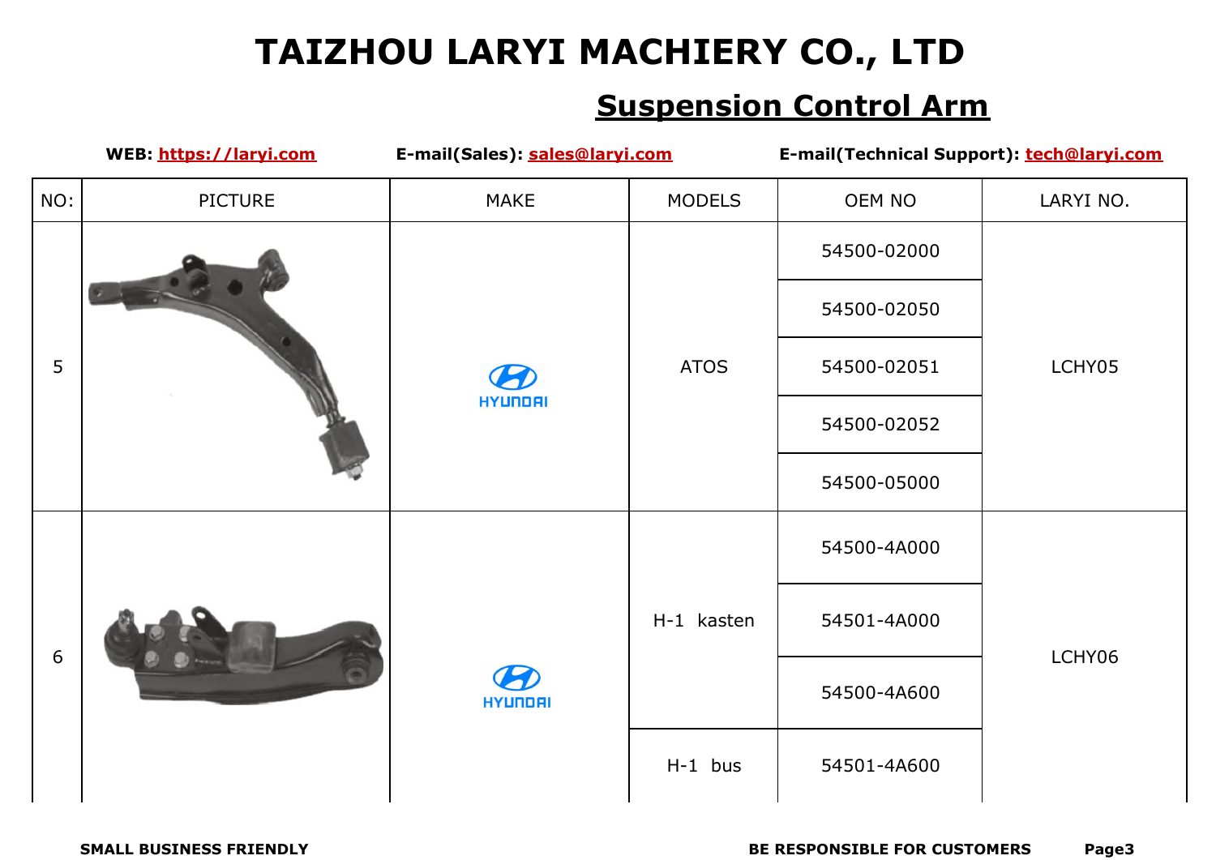# TAIZHOU LARYI MACHIERY CO., LTD

## Suspension Control Arm

**WEB: https://laryi.com** **E-mail(Sales): sales@laryi.com** **E-mail(Technical Support): tech@laryi.com**

| NO: | PICTURE | MAKE | MODELS | OEM NO | LARYI NO. |
|---|---|---|---|---|---|
| 5 | | HYUNDAI | ATOS | 54500-02000 | LCHY05 |
| | | | | 54500-02050 | |
| | | | | 54500-02051 | |
| | | | | 54500-02052 | |
| | | | | 54500-05000 | |
| 6 | | HYUNDAI | H-1 kasten | 54500-4A000 | LCHY06 |
| | | | | 54501-4A000 | |
| | | | | 54500-4A600 | |
| | | | H-1 bus | 54501-4A600 | |

**SMALL BUSINESS FRIENDLY** **BE RESPONSIBLE FOR CUSTOMERS**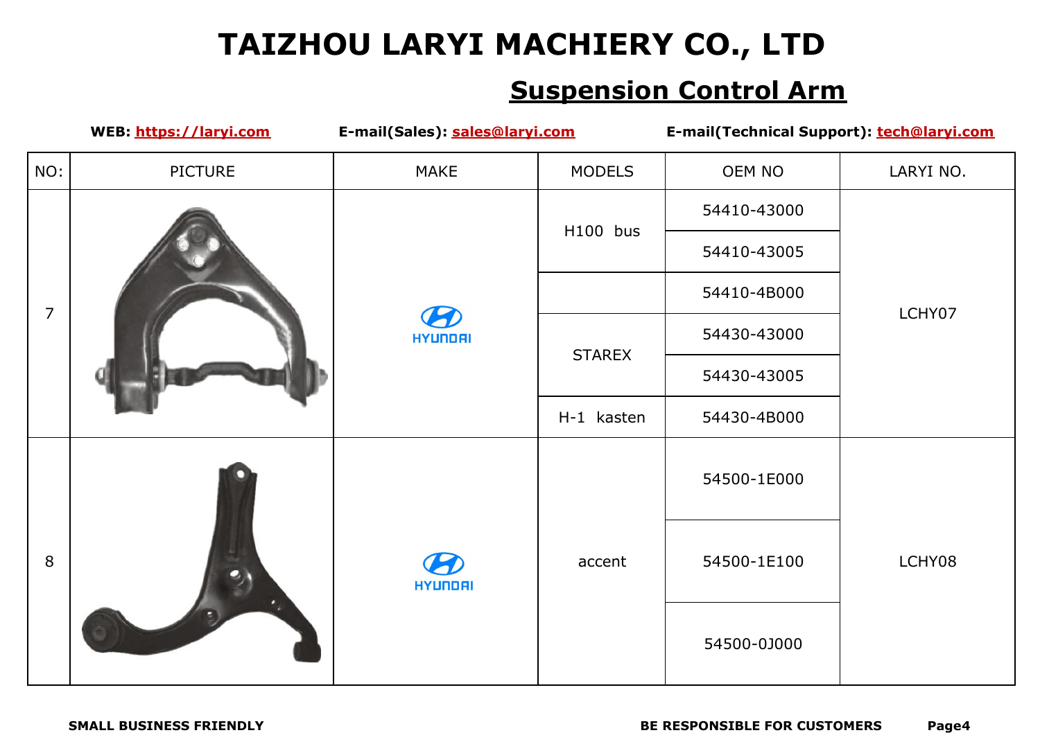# TAIZHOU LARYI MACHIERY CO., LTD

## Suspension Control Arm

**WEB: https://laryi.com** **E-mail(Sales): sales@laryi.com** **E-mail(Technical Support): tech@laryi.com**

| NO: | PICTURE | MAKE | MODELS | OEM NO | LARYI NO. |
|---|---|---|---|---|---|
| 7 | | HYUNDAI | H100 bus | 54410-43000 | LCHY07 |
| | | | | 54410-43005 | |
| | | | | 54410-4B000 | |
| | | | STAREX | 54430-43000 | |
| | | | | 54430-43005 | |
| | | | H-1 kasten | 54430-4B000 | |
| 8 | | HYUNDAI | accent | 54500-1E000 | LCHY08 |
| | | | | 54500-1E100 | |
| | | | | 54500-0J000 | |

**SMALL BUSINESS FRIENDLY** **BE RESPONSIBLE FOR CUSTOMERS**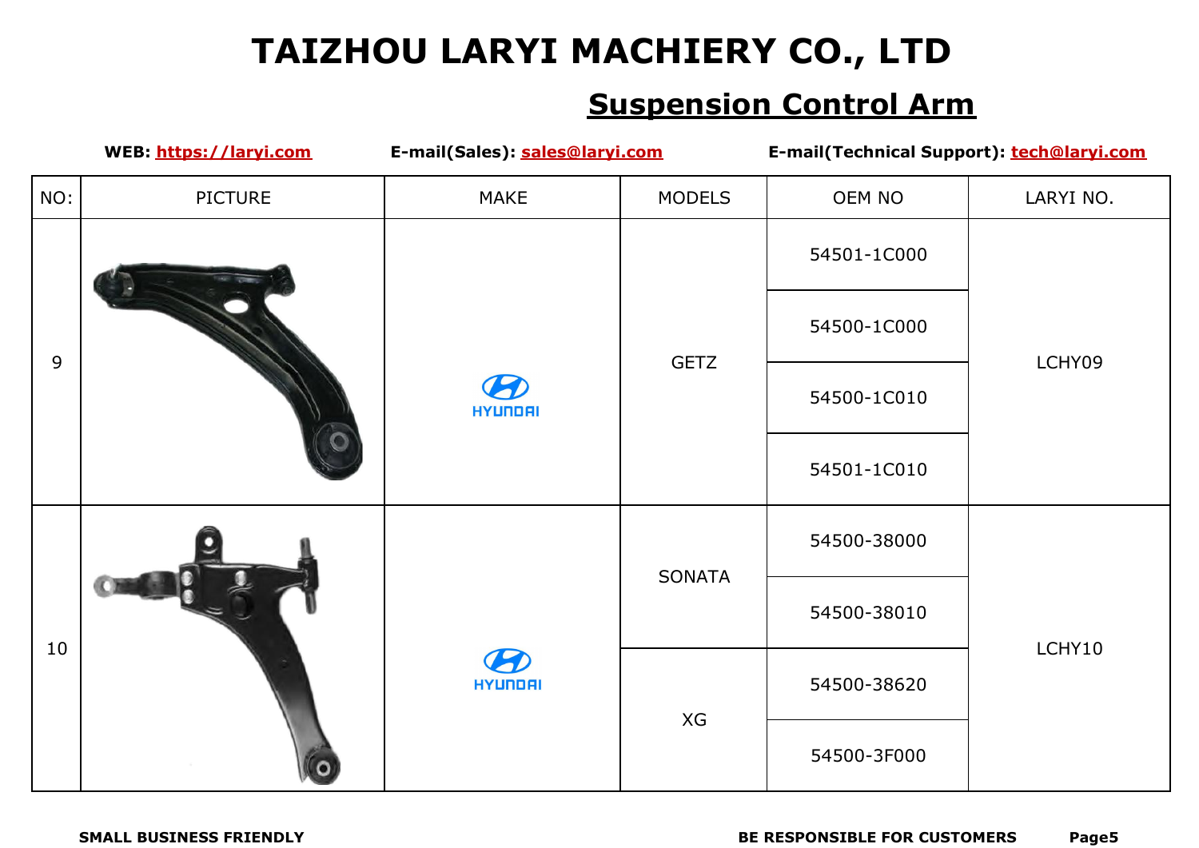# TAIZHOU LARYI MACHIERY CO., LTD

## Suspension Control Arm

**WEB:** https://laryi.com **E-mail(Sales):** sales@laryi.com **E-mail(Technical Support):** tech@laryi.com

| NO: | PICTURE | MAKE | MODELS | OEM NO | LARYI NO. |
|---|---|---|---|---|---|
| 9 | | HYUNDAI | GETZ | 54501-1C000 | LCHY09 |
| | | | | 54500-1C000 | |
| | | | | 54500-1C010 | |
| | | | | 54501-1C010 | |
| 10 | | HYUNDAI | SONATA | 54500-38000 | LCHY10 |
| | | | | 54500-38010 | |
| | | | XG | 54500-38620 | |
| | | | | 54500-3F000 | |

**SMALL BUSINESS FRIENDLY** **BE RESPONSIBLE FOR CUSTOMERS**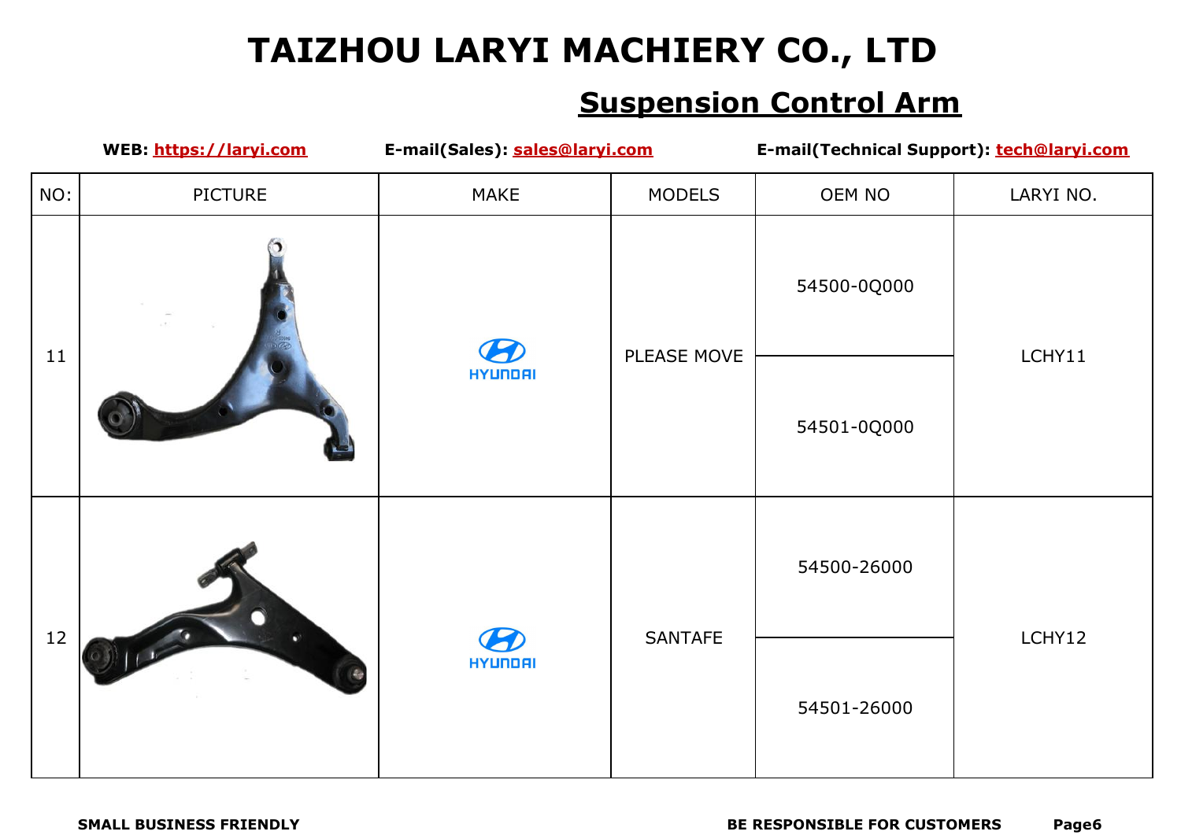# TAIZHOU LARYI MACHIERY CO., LTD

## Suspension Control Arm

**WEB:** https://laryi.com **E-mail(Sales):** sales@laryi.com **E-mail(Technical Support):** tech@laryi.com

| NO: | PICTURE | MAKE | MODELS | OEM NO | LARYI NO. |
|---|---|---|---|---|---|
| 11 | | HYUNDAI | PLEASE MOVE | 54500-0Q000 | LCHY11 |
| | | | | 54501-0Q000 | |
| 12 | | HYUNDAI | SANTAFE | 54500-26000 | LCHY12 |
| | | | | 54501-26000 | |

**SMALL BUSINESS FRIENDLY** **BE RESPONSIBLE FOR CUSTOMERS**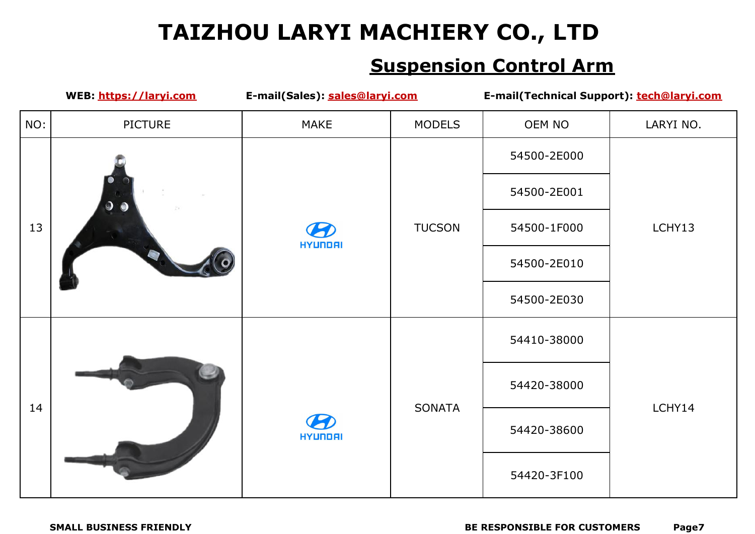# TAIZHOU LARYI MACHIERY CO., LTD

## Suspension Control Arm

**WEB: https://laryi.com** **E-mail(Sales): sales@laryi.com** **E-mail(Technical Support): tech@laryi.com**

| NO: | PICTURE | MAKE | MODELS | OEM NO | LARYI NO. |
|---|---|---|---|---|---|
| 13 | | HYUNDAI | TUCSON | 54500-2E000 | LCHY13 |
| | | | | 54500-2E001 | |
| | | | | 54500-1F000 | |
| | | | | 54500-2E010 | |
| | | | | 54500-2E030 | |
| 14 | | HYUNDAI | SONATA | 54410-38000 | LCHY14 |
| | | | | 54420-38000 | |
| | | | | 54420-38600 | |
| | | | | 54420-3F100 | |

**SMALL BUSINESS FRIENDLY** **BE RESPONSIBLE FOR CUSTOMERS**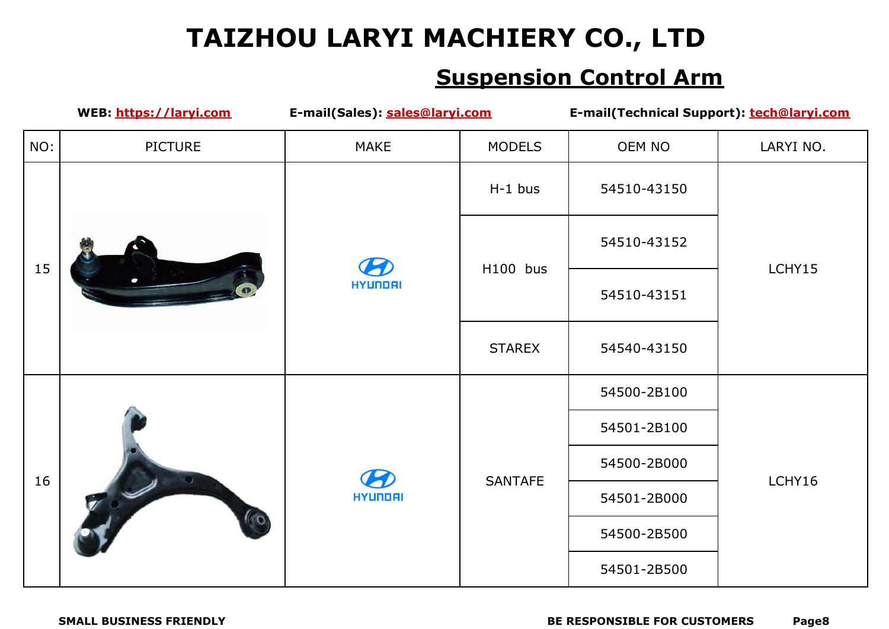# TAIZHOU LARYI MACHIERY CO., LTD

## Suspension Control Arm

**WEB:** https://laryi.com **E-mail(Sales):** sales@laryi.com **E-mail(Technical Support):** tech@laryi.com

| NO: | PICTURE | MAKE | MODELS | OEM NO | LARYI NO. |
|---|---|---|---|---|---|
| 15 | | HYUNDAI | H-1 bus | 54510-43150 | LCHY15 |
| | | | H100 bus | 54510-43152 | |
| | | | | 54510-43151 | |
| | | | STAREX | 54540-43150 | |
| 16 | | HYUNDAI | SANTAFE | 54500-2B100 | LCHY16 |
| | | | | 54501-2B100 | |
| | | | | 54500-2B000 | |
| | | | | 54501-2B000 | |
| | | | | 54500-2B500 | |
| | | | | 54501-2B500 | |

**SMALL BUSINESS FRIENDLY** **BE RESPONSIBLE FOR CUSTOMERS**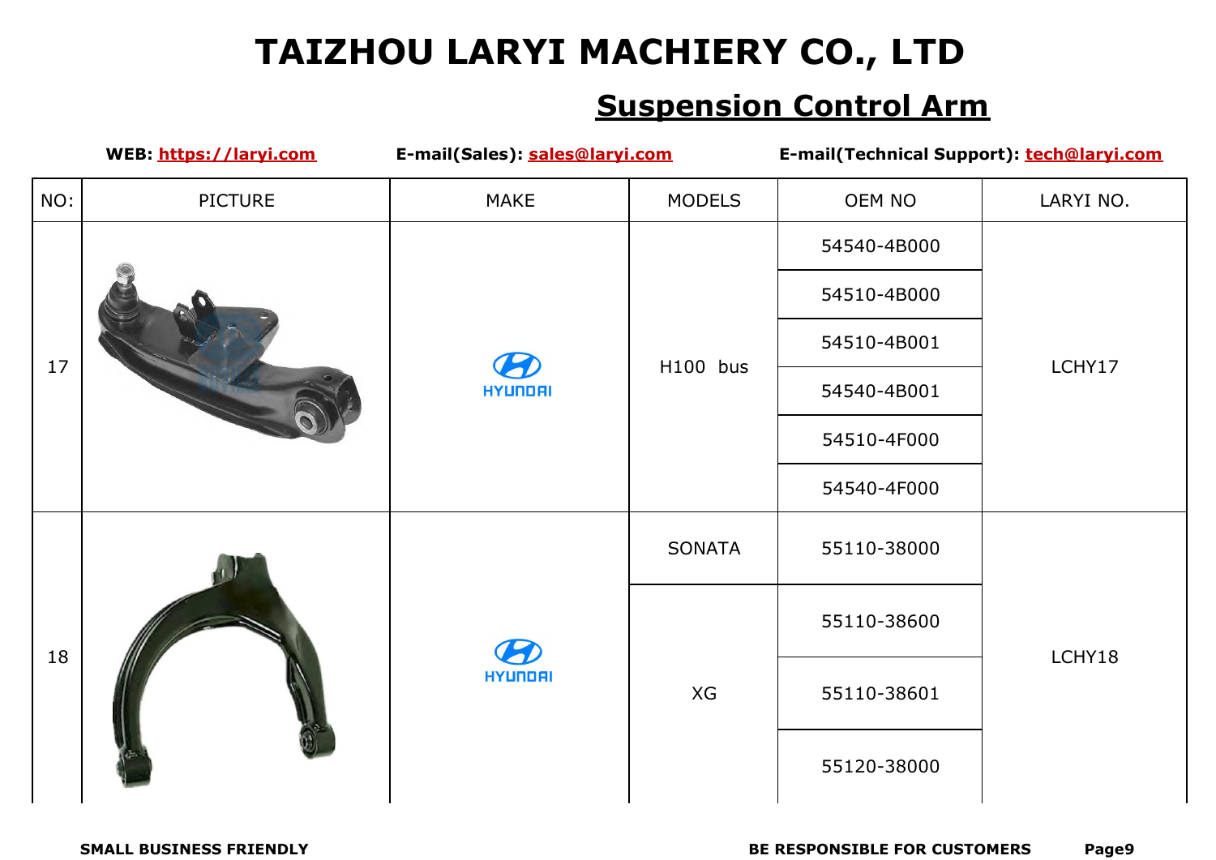# TAIZHOU LARYI MACHIERY CO., LTD

## Suspension Control Arm

**WEB: https://laryi.com** **E-mail(Sales): sales@laryi.com** **E-mail(Technical Support): tech@laryi.com**

| NO: | PICTURE | MAKE | MODELS | OEM NO | LARYI NO. |
|---|---|---|---|---|---|
| 17 | | HYUNDAI | H100 bus | 54540-4B000 | LCHY17 |
| | | | | 54510-4B000 | |
| | | | | 54510-4B001 | |
| | | | | 54540-4B001 | |
| | | | | 54510-4F000 | |
| | | | | 54540-4F000 | |
| 18 | | HYUNDAI | SONATA | 55110-38000 | LCHY18 |
| | | | XG | 55110-38600 | |
| | | | | 55110-38601 | |
| | | | | 55120-38000 | |

**SMALL BUSINESS FRIENDLY** **BE RESPONSIBLE FOR CUSTOMERS**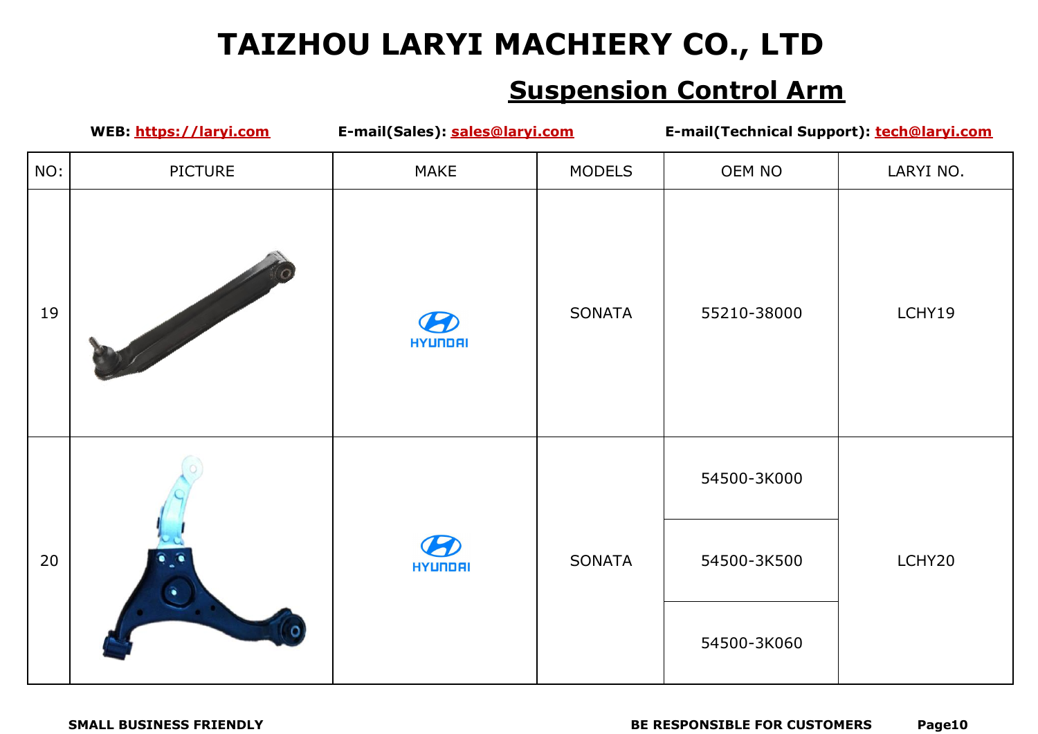# TAIZHOU LARYI MACHIERY CO., LTD

## Suspension Control Arm

**WEB: https://laryi.com** **E-mail(Sales): sales@laryi.com** **E-mail(Technical Support): tech@laryi.com**

| NO: | PICTURE | MAKE | MODELS | OEM NO | LARYI NO. |
|---|---|---|---|---|---|
| 19 | | HYUNDAI | SONATA | 55210-38000 | LCHY19 |
| 20 | | HYUNDAI | SONATA | 54500-3K000 | LCHY20 |
| | | | | 54500-3K500 | |
| | | | | 54500-3K060 | |

**SMALL BUSINESS FRIENDLY** **BE RESPONSIBLE FOR CUSTOMERS**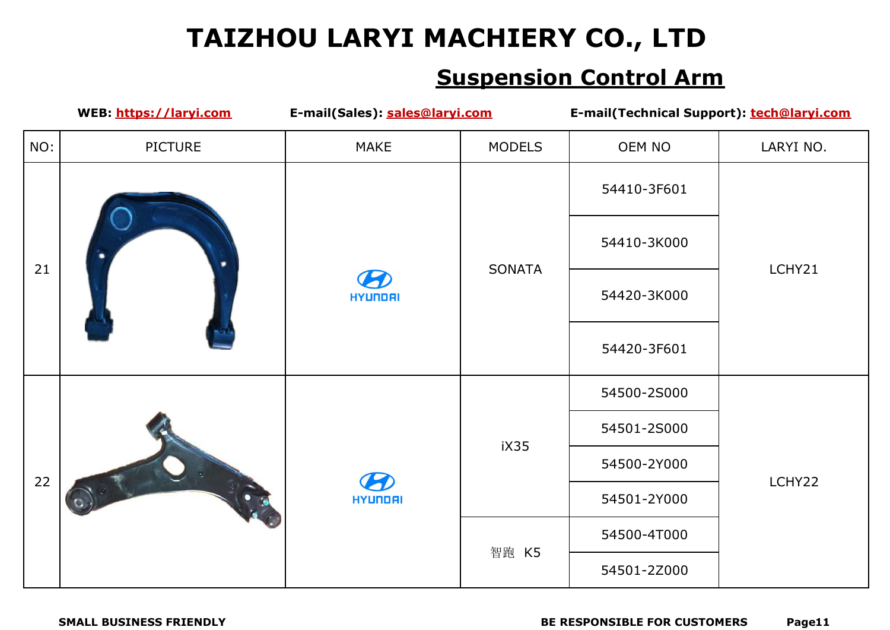# TAIZHOU LARYI MACHIERY CO., LTD

## Suspension Control Arm

**WEB:** **https://laryi.com** **E-mail(Sales):** **sales@laryi.com** **E-mail(Technical Support):** **tech@laryi.com**

| NO: | PICTURE | MAKE | MODELS | OEM NO | LARYI NO. |
|---|---|---|---|---|---|
| 21 | | HYUNDAI | SONATA | 54410-3F601 | LCHY21 |
| | | | | 54410-3K000 | |
| | | | | 54420-3K000 | |
| | | | | 54420-3F601 | |
| 22 | | HYUNDAI | iX35 | 54500-2S000 | LCHY22 |
| | | | | 54501-2S000 | |
| | | | | 54500-2Y000 | |
| | | | | 54501-2Y000 | |
| | | | 智跑 K5 | 54500-4T000 | |
| | | | | 54501-2Z000 | |

**SMALL BUSINESS FRIENDLY** **BE RESPONSIBLE FOR CUSTOMERS**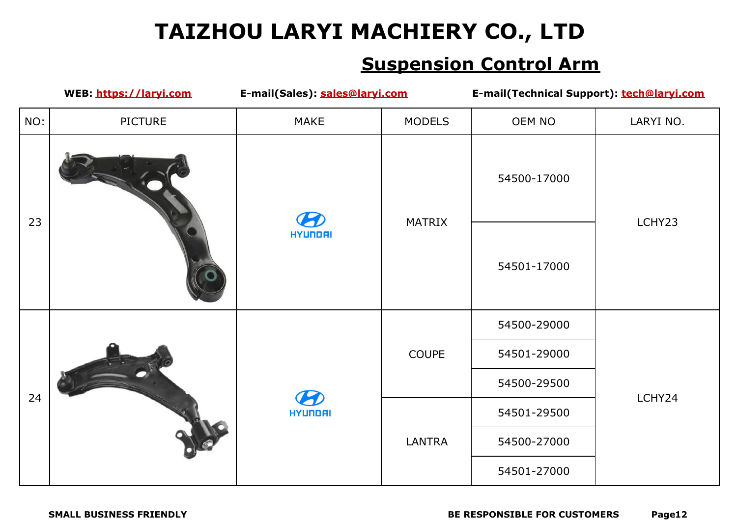# TAIZHOU LARYI MACHIERY CO., LTD

## Suspension Control Arm

**WEB:** [https://laryi.com](https://laryi.com) **E-mail(Sales):** [sales@laryi.com](mailto:sales@laryi.com) **E-mail(Technical Support):** [tech@laryi.com](mailto:tech@laryi.com)

| NO: | PICTURE | MAKE | MODELS | OEM NO | LARYI NO. |
|---|---|---|---|---|---|
| 23 | | HYUNDAI | MATRIX | 54500-17000 | LCHY23 |
| | | | | 54501-17000 | |
| 24 | | HYUNDAI | COUPE | 54500-29000 | LCHY24 |
| | | | | 54501-29000 | |
| | | | | 54500-29500 | |
| | | | LANTRA | 54501-29500 | |
| | | | | 54500-27000 | |
| | | | | 54501-27000 | |

**SMALL BUSINESS FRIENDLY** **BE RESPONSIBLE FOR CUSTOMERS**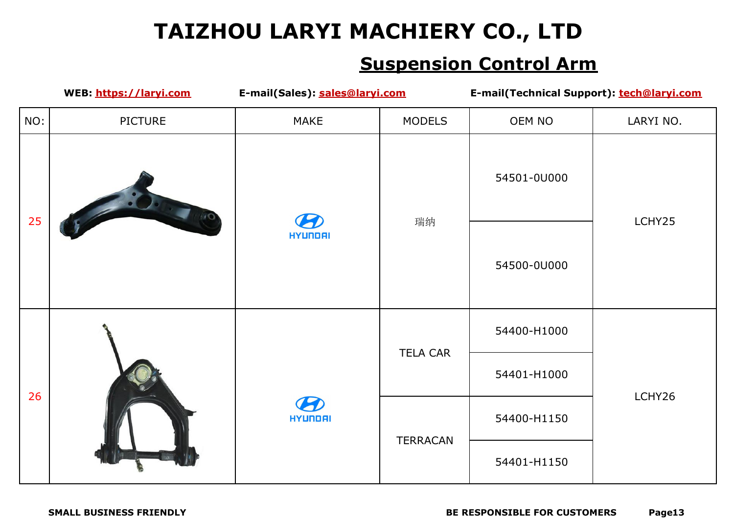# TAIZHOU LARYI MACHIERY CO., LTD

## Suspension Control Arm

**WEB:** https://laryi.com **E-mail(Sales):** sales@laryi.com **E-mail(Technical Support):** tech@laryi.com

| NO: | PICTURE | MAKE | MODELS | OEM NO | LARYI NO. |
|---|---|---|---|---|---|
| 25 | | HYUNDAI | 瑞纳 | 54501-0U000 | LCHY25 |
| | | | | 54500-0U000 | |
| 26 | | HYUNDAI | TELA CAR | 54400-H1000 | LCHY26 |
| | | | | 54401-H1000 | |
| | | | TERRACAN | 54400-H1150 | |
| | | | | 54401-H1150 | |

**SMALL BUSINESS FRIENDLY** **BE RESPONSIBLE FOR CUSTOMERS**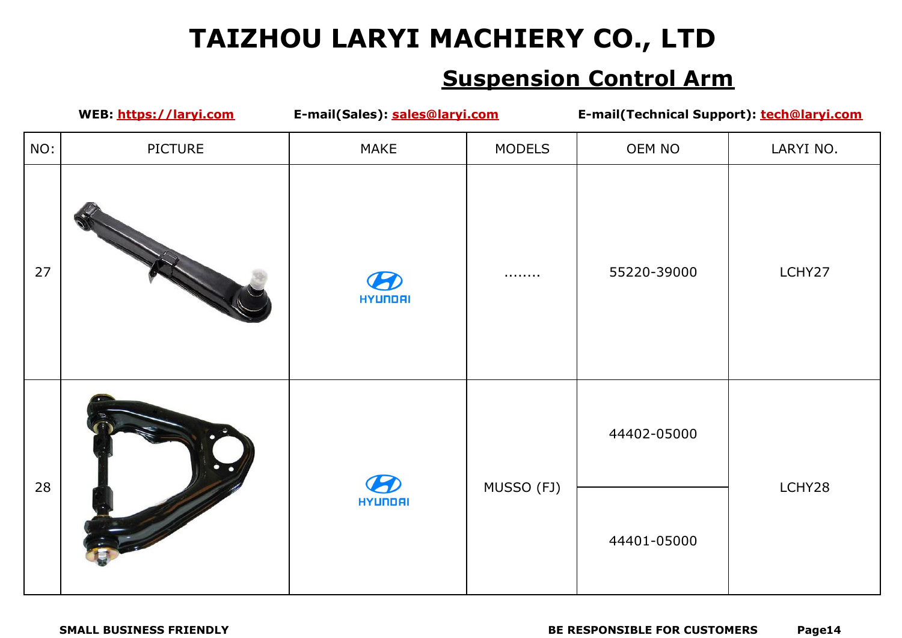# TAIZHOU LARYI MACHIERY CO., LTD

## Suspension Control Arm

**WEB:** https://laryi.com **E-mail(Sales):** sales@laryi.com **E-mail(Technical Support):** tech@laryi.com

| NO: | PICTURE | MAKE | MODELS | OEM NO | LARYI NO. |
| --- | --- | --- | --- | --- | --- |
| 27 | | HYUNDAI | ........ | 55220-39000 | LCHY27 |
| 28 | | HYUNDAI | MUSSO (FJ) | 44402-05000<br>44401-05000 | LCHY28 |

**SMALL BUSINESS FRIENDLY** **BE RESPONSIBLE FOR CUSTOMERS**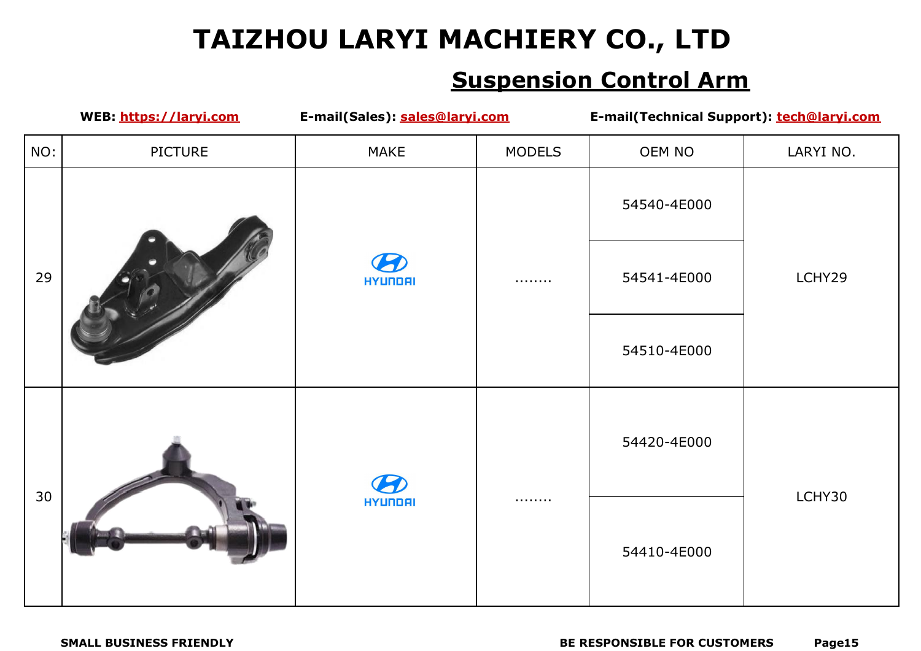# TAIZHOU LARYI MACHIERY CO., LTD

## Suspension Control Arm

**WEB: https://laryi.com** **E-mail(Sales): sales@laryi.com** **E-mail(Technical Support): tech@laryi.com**

| NO: | PICTURE | MAKE | MODELS | OEM NO | LARYI NO. |
|---|---|---|---|---|---|
| 29 | | HYUNDAI | ........ | 54540-4E000 | LCHY29 |
| | | | | 54541-4E000 | |
| | | | | 54510-4E000 | |
| 30 | | HYUNDAI | ........ | 54420-4E000 | LCHY30 |
| | | | | 54410-4E000 | |

**SMALL BUSINESS FRIENDLY** **BE RESPONSIBLE FOR CUSTOMERS**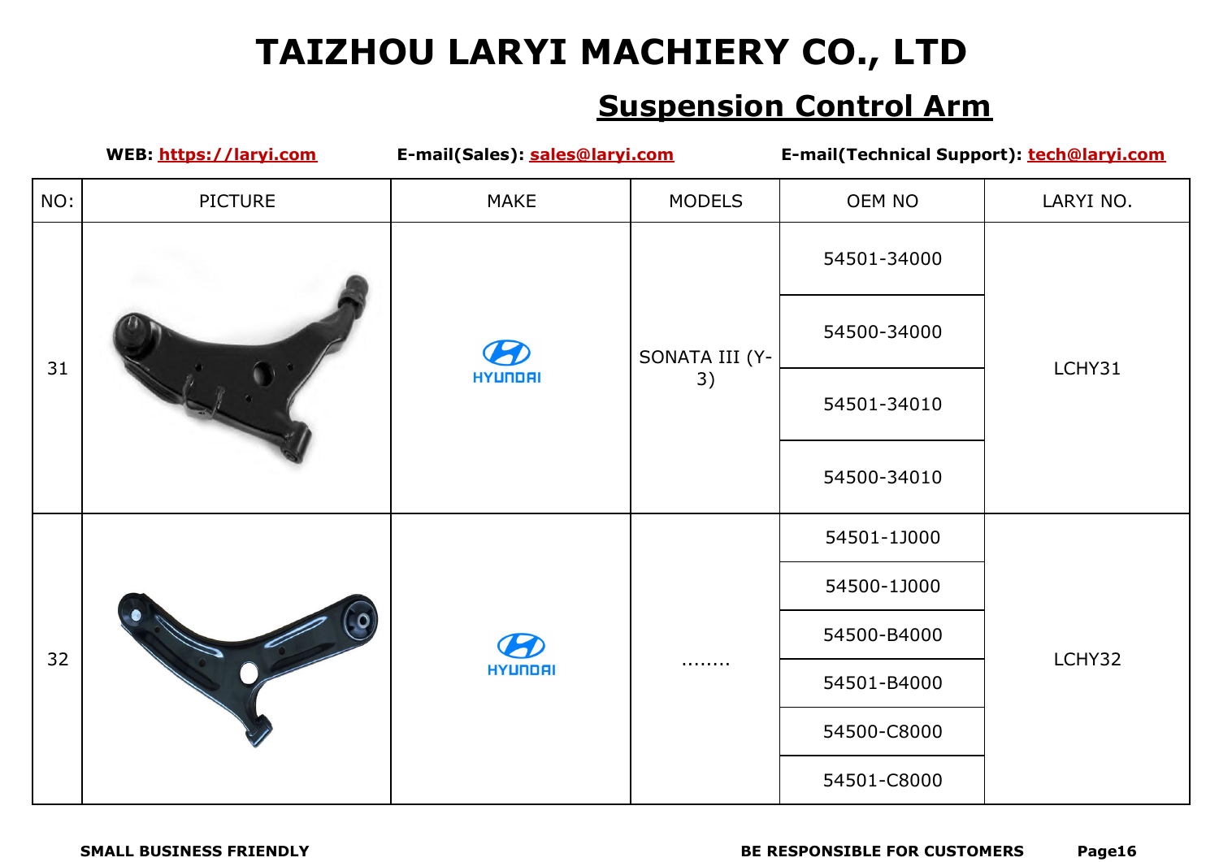# TAIZHOU LARYI MACHIERY CO., LTD

## Suspension Control Arm

**WEB:** https://laryi.com **E-mail(Sales):** sales@laryi.com **E-mail(Technical Support):** tech@laryi.com

| NO: | PICTURE | MAKE | MODELS | OEM NO | LARYI NO. |
|---|---|---|---|---|---|
| 31 | | HYUNDAI | SONATA III (Y-3) | 54501-34000 | LCHY31 |
| | | | | 54500-34000 | |
| | | | | 54501-34010 | |
| | | | | 54500-34010 | |
| 32 | | HYUNDAI | ........ | 54501-1J000 | LCHY32 |
| | | | | 54500-1J000 | |
| | | | | 54500-B4000 | |
| | | | | 54501-B4000 | |
| | | | | 54500-C8000 | |
| | | | | 54501-C8000 | |

**SMALL BUSINESS FRIENDLY** **BE RESPONSIBLE FOR CUSTOMERS**